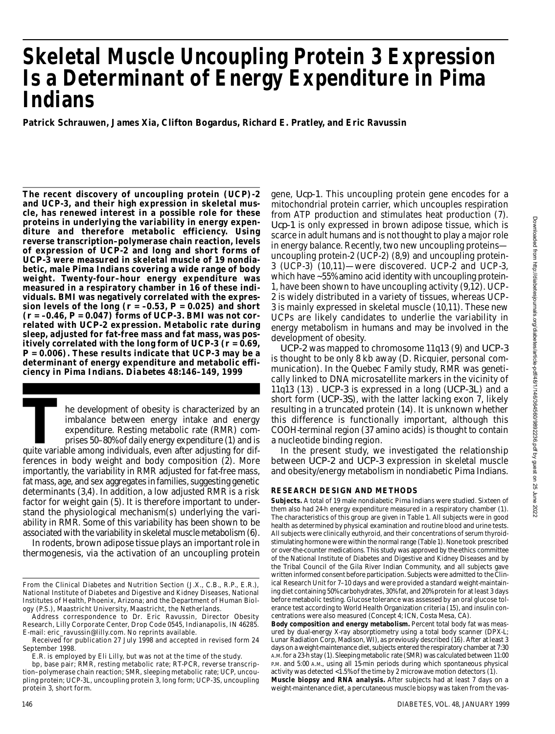# Skeletal Muscle Uncoupling Protein 3 Expression Is a Determinant of Energy Expenditure in Pima Indians

**Patrick Schrauwen, James Xia, Clifton Bogardus, Richard E. Pratley, and Eric Ravussin**

**The recent discovery of uncoupling protein (UCP)-2 and UCP-3, and their high expression in skeletal muscle, has renewed interest in a possible role for these proteins in underlying the variability in energy expenditure and therefore metabolic efficiency. Using reverse transcription–polymerase chain reaction, levels of expression of UCP-2 and long and short forms of UCP-3 were measured in skeletal muscle of 19 nondiabetic, male Pima Indians covering a wide range of body weight. Twenty-four–hour energy expenditure was measured in a respiratory chamber in 16 of these individuals. BMI was negatively correlated with the expression levels of the long ($r = -0.53$, $P = 0.025$) and short ($r = -0.46$, $P = 0.047$) forms of UCP-3. BMI was not correlated with UCP-2 expression. Metabolic rate during sleep, adjusted for fat-free mass and fat mass, was positively correlated with the long form of UCP-3 ($r = 0.69$, $P = 0.006$). These results indicate that UCP-3 may be a determinant of energy expenditure and metabolic efficiency in Pima Indians. *Diabetes* 48:146–149, 1999**

The development of obesity is characterized by an imbalance between energy intake and energy expenditure. Resting metabolic rate (RMR) comprises 50–80% of daily energy expenditure (1) and is quite variable among individuals, even after adjusting for differences in body weight and body composition (2). More importantly, the variability in RMR adjusted for fat-free mass, fat mass, age, and sex aggregates in families, suggesting genetic determinants (3,4). In addition, a low adjusted RMR is a risk factor for weight gain (5). It is therefore important to understand the physiological mechanism(s) underlying the variability in RMR. Some of this variability has been shown to be associated with the variability in skeletal muscle metabolism (6).

In rodents, brown adipose tissue plays an important role in thermogenesis, via the activation of an uncoupling protein gene, *Ucp-1*. This uncoupling protein gene encodes for a mitochondrial protein carrier, which uncouples respiration from ATP production and stimulates heat production (7). *Ucp-1* is only expressed in brown adipose tissue, which is scarce in adult humans and is not thought to play a major role in energy balance. Recently, two new uncoupling proteins—uncoupling protein-2 (UCP-2) (8,9) and uncoupling protein-3 (UCP-3) (10,11)—were discovered. UCP-2 and UCP-3, which have ~55% amino acid identity with uncoupling protein-1, have been shown to have uncoupling activity (9,12). UCP-2 is widely distributed in a variety of tissues, whereas UCP-3 is mainly expressed in skeletal muscle (10,11). These new UCPs are likely candidates to underlie the variability in energy metabolism in humans and may be involved in the development of obesity.

*UCP-2* was mapped to chromosome 11q13 (9) and *UCP-3* is thought to be only 8 kb away (D. Ricquier, personal communication). In the Quebec Family study, RMR was genetically linked to DNA microsatellite markers in the vicinity of 11q13 (13) . *UCP-3* is expressed in a long (*UCP-3L*) and a short form (*UCP-3S*), with the latter lacking exon 7, likely resulting in a truncated protein (14). It is unknown whether this difference is functionally important, although this COOH-terminal region (37 amino acids) is thought to contain a nucleotide binding region.

In the present study, we investigated the relationship between *UCP-2* and *UCP-3* expression in skeletal muscle and obesity/energy metabolism in nondiabetic Pima Indians.

## RESEARCH DESIGN AND METHODS

**Subjects.** A total of 19 male nondiabetic Pima Indians were studied. Sixteen of them also had 24-h energy expenditure measured in a respiratory chamber (1). The characteristics of this group are given in Table 1. All subjects were in good health as determined by physical examination and routine blood and urine tests. All subjects were clinically euthyroid, and their concentrations of serum thyroid-stimulating hormone were within the normal range (Table 1). None took prescribed or over-the-counter medications. This study was approved by the ethics committee of the National Institute of Diabetes and Digestive and Kidney Diseases and by the Tribal Council of the Gila River Indian Community, and all subjects gave written informed consent before participation. Subjects were admitted to the Clinical Research Unit for 7–10 days and were provided a standard weight-maintaining diet containing 50% carbohydrates, 30% fat, and 20% protein for at least 3 days before metabolic testing. Glucose tolerance was assessed by an oral glucose tolerance test according to World Health Organization criteria (15), and insulin concentrations were also measured (Concept 4; ICN, Costa Mesa, CA).

**Body composition and energy metabolism.** Percent total body fat was measured by dual-energy X-ray absorptiometry using a total body scanner (DPX-L; Lunar Radiation Corp, Madison, WI), as previously described (16). After at least 3 days on a weight-maintenance diet, subjects entered the respiratory chamber at 7:30 A.M. for a 23-h stay (1). Sleeping metabolic rate (SMR) was calculated between 11:00 P.M. and 5:00 A.M., using all 15-min periods during which spontaneous physical activity was detected <1.5% of the time by 2 microwave motion detectors (1).

**Muscle biopsy and RNA analysis.** After subjects had at least 7 days on a weight-maintenance diet, a percutaneous muscle biopsy was taken from the vas-

From the Clinical Diabetes and Nutrition Section (J.X., C.B., R.P., E.R.), National Institute of Diabetes and Digestive and Kidney Diseases, National Institutes of Health, Phoenix, Arizona; and the Department of Human Biology (P.S.), Maastricht University, Maastricht, the Netherlands.

Address correspondence to Dr. Eric Ravussin, Director Obesity Research, Lilly Corporate Center, Drop Code 0545, Indianapolis, IN 46285. E-mail: eric_ravussin@lilly.com. No reprints available.

Received for publication 27 July 1998 and accepted in revised form 24 September 1998.

E.R. is employed by Eli Lilly, but was not at the time of the study.

bp, base pair; RMR, resting metabolic rate; RT-PCR, reverse transcription–polymerase chain reaction; SMR, sleeping metabolic rate; UCP, uncoupling protein; UCP-3L, uncoupling protein 3, long form; UCP-3S, uncoupling protein 3, short form.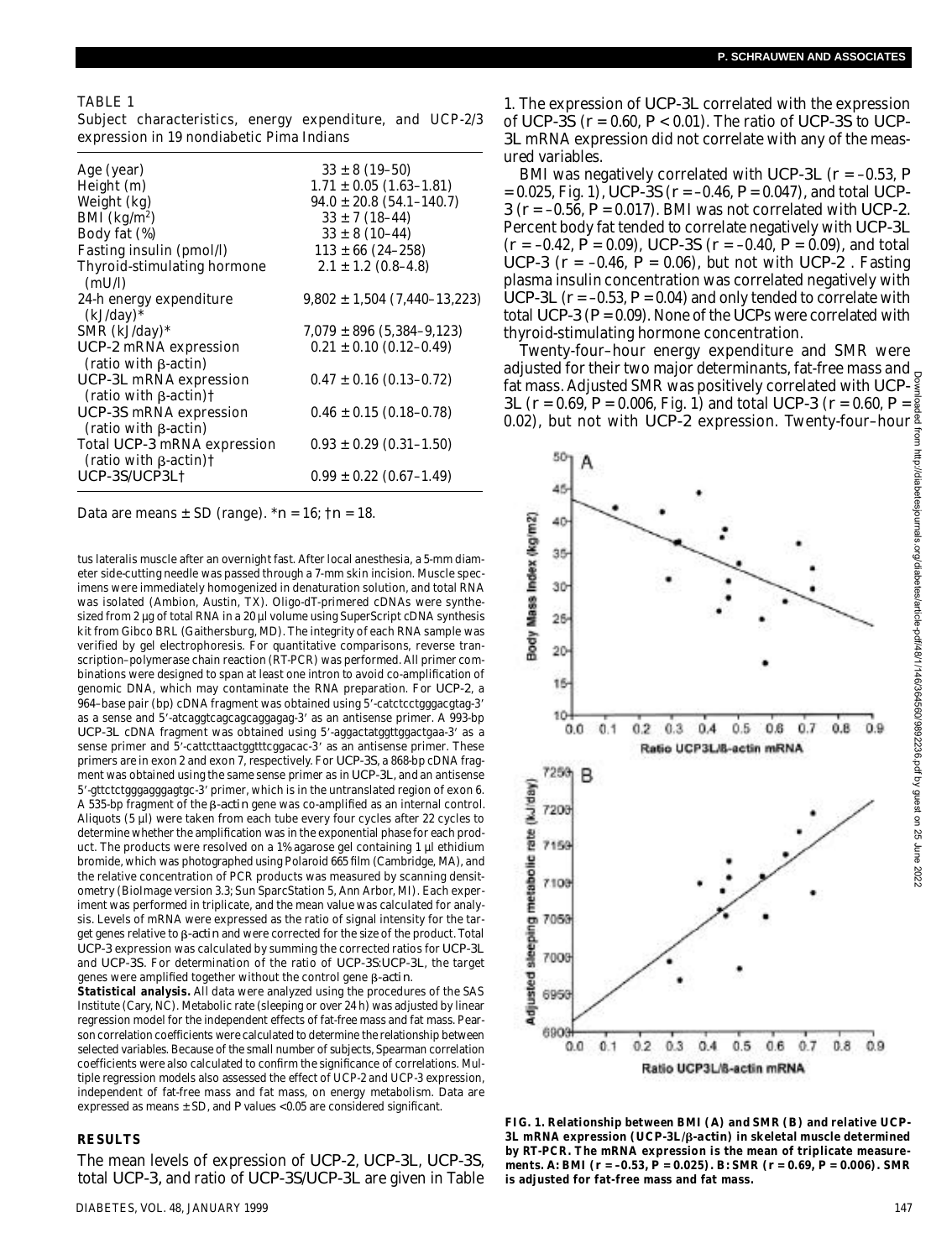TABLE 1

Subject characteristics, energy expenditure, and UCP-2/3 expression in 19 nondiabetic Pima Indians

| | |
|---|---|
| Age (year) | 33 ± 8 (19–50) |
| Height (m) | 1.71 ± 0.05 (1.63–1.81) |
| Weight (kg) | 94.0 ± 20.8 (54.1–140.7) |
| BMI (kg/m$^2$) | 33 ± 7 (18–44) |
| Body fat (%) | 33 ± 8 (10–44) |
| Fasting insulin (pmol/l) | 113 ± 66 (24–258) |
| Thyroid-stimulating hormone (mU/l) | 2.1 ± 1.2 (0.8–4.8) |
| 24-h energy expenditure (kJ/day)* | 9,802 ± 1,504 (7,440–13,223) |
| SMR (kJ/day)* | 7,079 ± 896 (5,384–9,123) |
| UCP-2 mRNA expression (ratio with β-actin) | 0.21 ± 0.10 (0.12–0.49) |
| UCP-3L mRNA expression (ratio with β-actin)† | 0.47 ± 0.16 (0.13–0.72) |
| UCP-3S mRNA expression (ratio with β-actin) | 0.46 ± 0.15 (0.18–0.78) |
| Total UCP-3 mRNA expression (ratio with β-actin)† | 0.93 ± 0.29 (0.31–1.50) |
| UCP-3S/UCP3L† | 0.99 ± 0.22 (0.67–1.49) |

Data are means ± SD (range). *n = 16; †n = 18.

tus lateralis muscle after an overnight fast. After local anesthesia, a 5-mm diameter side-cutting needle was passed through a 7-mm skin incision. Muscle specimens were immediately homogenized in denaturation solution, and total RNA was isolated (Ambion, Austin, TX). Oligo-dT-primered cDNAs were synthesized from 2 μg of total RNA in a 20 μl volume using SuperScript cDNA synthesis kit from Gibco BRL (Gaithersburg, MD). The integrity of each RNA sample was verified by gel electrophoresis. For quantitative comparisons, reverse transcription–polymerase chain reaction (RT-PCR) was performed. All primer combinations were designed to span at least one intron to avoid co-amplification of genomic DNA, which may contaminate the RNA preparation. For UCP-2, a 964–base pair (bp) cDNA fragment was obtained using 5′-catctcctgggacgtag-3′ as a sense and 5′-atcaggtcagcagcaggagag-3′ as an antisense primer. A 993-bp UCP-3L cDNA fragment was obtained using 5′-aggactatggttggactgaa-3′ as a sense primer and 5′-cattcttaactggtttcggacac-3′ as an antisense primer. These primers are in exon 2 and exon 7, respectively. For UCP-3S, a 868-bp cDNA fragment was obtained using the same sense primer as in UCP-3L, and an antisense 5′-gttctctgggagggagtgc-3′ primer, which is in the untranslated region of exon 6. A 535-bp fragment of the *β-actin* gene was co-amplified as an internal control. Aliquots (5 μl) were taken from each tube every four cycles after 22 cycles to determine whether the amplification was in the exponential phase for each product. The products were resolved on a 1% agarose gel containing 1 μl ethidium bromide, which was photographed using Polaroid 665 film (Cambridge, MA), and the relative concentration of PCR products was measured by scanning densitometry (BioImage version 3.3; Sun SparcStation 5, Ann Arbor, MI). Each experiment was performed in triplicate, and the mean value was calculated for analysis. Levels of mRNA were expressed as the ratio of signal intensity for the target genes relative to *β-actin* and were corrected for the size of the product. Total UCP-3 expression was calculated by summing the corrected ratios for UCP-3L and UCP-3S. For determination of the ratio of UCP-3S:UCP-3L, the target genes were amplified together without the control gene *β-actin*.

**Statistical analysis.** All data were analyzed using the procedures of the SAS Institute (Cary, NC). Metabolic rate (sleeping or over 24 h) was adjusted by linear regression model for the independent effects of fat-free mass and fat mass. Pearson correlation coefficients were calculated to determine the relationship between selected variables. Because of the small number of subjects, Spearman correlation coefficients were also calculated to confirm the significance of correlations. Multiple regression models also assessed the effect of UCP-2 and UCP-3 expression, independent of fat-free mass and fat mass, on energy metabolism. Data are expressed as means ± SD, and *P* values <0.05 are considered significant.

## RESULTS

The mean levels of expression of UCP-2, UCP-3L, UCP-3S, total UCP-3, and ratio of UCP-3S/UCP-3L are given in Table 1. The expression of UCP-3L correlated with the expression of UCP-3S ($r = 0.60$, $P < 0.01$). The ratio of UCP-3S to UCP-3L mRNA expression did not correlate with any of the measured variables.

BMI was negatively correlated with UCP-3L ($r = -0.53$, $P = 0.025$, Fig. 1), UCP-3S ($r = -0.46$, $P = 0.047$), and total UCP-3 ($r = -0.56$, $P = 0.017$). BMI was not correlated with UCP-2. Percent body fat tended to correlate negatively with UCP-3L ($r = -0.42$, $P = 0.09$), UCP-3S ($r = -0.40$, $P = 0.09$), and total UCP-3 ($r = -0.46$, $P = 0.06$), but not with UCP-2 . Fasting plasma insulin concentration was correlated negatively with UCP-3L ($r = -0.53$, $P = 0.04$) and only tended to correlate with total UCP-3 ($P = 0.09$). None of the UCPs were correlated with thyroid-stimulating hormone concentration.

Twenty-four–hour energy expenditure and SMR were adjusted for their two major determinants, fat-free mass and fat mass. Adjusted SMR was positively correlated with UCP-3L ($r = 0.69$, $P = 0.006$, Fig. 1) and total UCP-3 ($r = 0.60$, $P = 0.02$), but not with UCP-2 expression. Twenty-four–hour

**FIG. 1. Relationship between BMI (A) and SMR (B) and relative UCP-3L mRNA expression (UCP-3L/β-actin) in skeletal muscle determined by RT-PCR. The mRNA expression is the mean of triplicate measurements. A: BMI ($r = -0.53$, $P = 0.025$). B: SMR ($r = 0.69$, $P = 0.006$). SMR is adjusted for fat-free mass and fat mass.**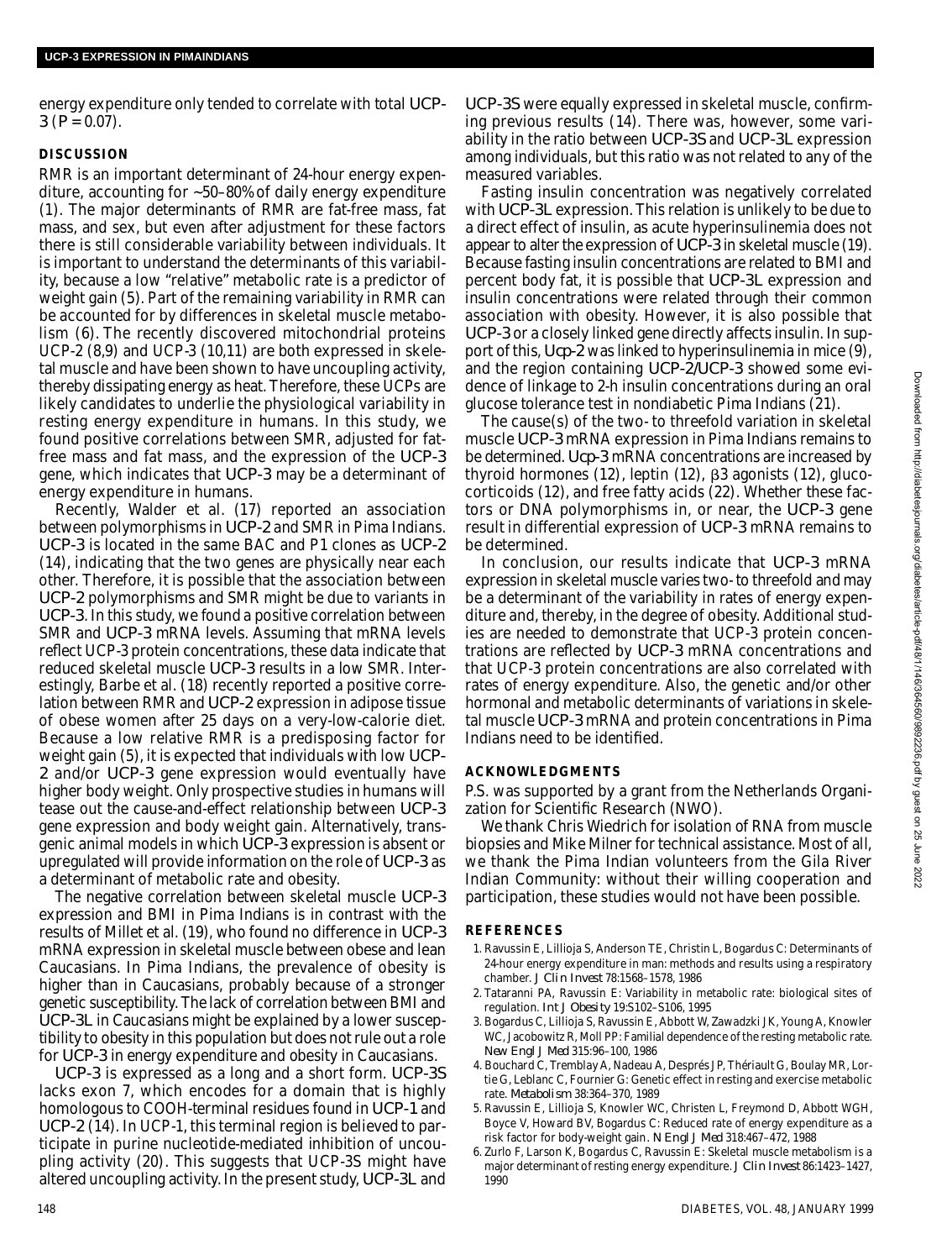energy expenditure only tended to correlate with total *UCP-3* ($P = 0.07$).

## DISCUSSION

RMR is an important determinant of 24-hour energy expenditure, accounting for ~50–80% of daily energy expenditure (1). The major determinants of RMR are fat-free mass, fat mass, and sex, but even after adjustment for these factors there is still considerable variability between individuals. It is important to understand the determinants of this variability, because a low "relative" metabolic rate is a predictor of weight gain (5). Part of the remaining variability in RMR can be accounted for by differences in skeletal muscle metabolism (6). The recently discovered mitochondrial proteins UCP-2 (8,9) and UCP-3 (10,11) are both expressed in skeletal muscle and have been shown to have uncoupling activity, thereby dissipating energy as heat. Therefore, these UCPs are likely candidates to underlie the physiological variability in resting energy expenditure in humans. In this study, we found positive correlations between SMR, adjusted for fat-free mass and fat mass, and the expression of the *UCP-3* gene, which indicates that *UCP-3* may be a determinant of energy expenditure in humans.

Recently, Walder et al. (17) reported an association between polymorphisms in *UCP-2* and SMR in Pima Indians. *UCP-3* is located in the same BAC and P1 clones as *UCP-2* (14), indicating that the two genes are physically near each other. Therefore, it is possible that the association between *UCP-2* polymorphisms and SMR might be due to variants in *UCP-3*. In this study, we found a positive correlation between SMR and *UCP-3* mRNA levels. Assuming that mRNA levels reflect UCP-3 protein concentrations, these data indicate that reduced skeletal muscle *UCP-3* results in a low SMR. Interestingly, Barbe et al. (18) recently reported a positive correlation between RMR and *UCP-2* expression in adipose tissue of obese women after 25 days on a very-low-calorie diet. Because a low relative RMR is a predisposing factor for weight gain (5), it is expected that individuals with low *UCP-2* and/or *UCP-3* gene expression would eventually have higher body weight. Only prospective studies in humans will tease out the cause-and-effect relationship between *UCP-3* gene expression and body weight gain. Alternatively, transgenic animal models in which *UCP-3* expression is absent or upregulated will provide information on the role of *UCP-3* as a determinant of metabolic rate and obesity.

The negative correlation between skeletal muscle *UCP-3* expression and BMI in Pima Indians is in contrast with the results of Millet et al. (19), who found no difference in *UCP-3* mRNA expression in skeletal muscle between obese and lean Caucasians. In Pima Indians, the prevalence of obesity is higher than in Caucasians, probably because of a stronger genetic susceptibility. The lack of correlation between BMI and *UCP-3L* in Caucasians might be explained by a lower susceptibility to obesity in this population but does not rule out a role for *UCP-3* in energy expenditure and obesity in Caucasians.

*UCP-3* is expressed as a long and a short form. *UCP-3S* lacks exon 7, which encodes for a domain that is highly homologous to COOH-terminal residues found in *UCP-1* and *UCP-2* (14). In UCP-1, this terminal region is believed to participate in purine nucleotide-mediated inhibition of uncoupling activity (20). This suggests that UCP-3S might have altered uncoupling activity. In the present study, *UCP-3L* and *UCP-3S* were equally expressed in skeletal muscle, confirming previous results (14). There was, however, some variability in the ratio between *UCP-3S* and *UCP-3L* expression among individuals, but this ratio was not related to any of the measured variables.

Fasting insulin concentration was negatively correlated with *UCP-3L* expression. This relation is unlikely to be due to a direct effect of insulin, as acute hyperinsulinemia does not appear to alter the expression of *UCP-3* in skeletal muscle (19). Because fasting insulin concentrations are related to BMI and percent body fat, it is possible that *UCP-3L* expression and insulin concentrations were related through their common association with obesity. However, it is also possible that *UCP-3* or a closely linked gene directly affects insulin. In support of this, *Ucp-2* was linked to hyperinsulinemia in mice (9), and the region containing *UCP-2/UCP-3* showed some evidence of linkage to 2-h insulin concentrations during an oral glucose tolerance test in nondiabetic Pima Indians (21).

The cause(s) of the two- to threefold variation in skeletal muscle *UCP-3* mRNA expression in Pima Indians remains to be determined. *Ucp-3* mRNA concentrations are increased by thyroid hormones (12), leptin (12), β3 agonists (12), glucocorticoids (12), and free fatty acids (22). Whether these factors or DNA polymorphisms in, or near, the *UCP-3* gene result in differential expression of *UCP-3* mRNA remains to be determined.

In conclusion, our results indicate that *UCP-3* mRNA expression in skeletal muscle varies two- to threefold and may be a determinant of the variability in rates of energy expenditure and, thereby, in the degree of obesity. Additional studies are needed to demonstrate that UCP-3 protein concentrations are reflected by *UCP-3* mRNA concentrations and that UCP-3 protein concentrations are also correlated with rates of energy expenditure. Also, the genetic and/or other hormonal and metabolic determinants of variations in skeletal muscle *UCP-3* mRNA and protein concentrations in Pima Indians need to be identified.

## ACKNOWLEDGMENTS

P.S. was supported by a grant from the Netherlands Organization for Scientific Research (NWO).

We thank Chris Wiedrich for isolation of RNA from muscle biopsies and Mike Milner for technical assistance. Most of all, we thank the Pima Indian volunteers from the Gila River Indian Community: without their willing cooperation and participation, these studies would not have been possible.

## REFERENCES

1. Ravussin E, Lillioja S, Anderson TE, Christin L, Bogardus C: Determinants of 24-hour energy expenditure in man: methods and results using a respiratory chamber. *J Clin Invest* 78:1568–1578, 1986
2. Tataranni PA, Ravussin E: Variability in metabolic rate: biological sites of regulation. *Int J Obesity* 19:S102–S106, 1995
3. Bogardus C, Lillioja S, Ravussin E, Abbott W, Zawadzki JK, Young A, Knowler WC, Jacobowitz R, Moll PP: Familial dependence of the resting metabolic rate. *New Engl J Med* 315:96–100, 1986
4. Bouchard C, Tremblay A, Nadeau A, Després JP, Thériault G, Boulay MR, Lortie G, Leblanc C, Fournier G: Genetic effect in resting and exercise metabolic rate. *Metabolism* 38:364–370, 1989
5. Ravussin E, Lillioja S, Knowler WC, Christen L, Freymond D, Abbott WGH, Boyce V, Howard BV, Bogardus C: Reduced rate of energy expenditure as a risk factor for body-weight gain. *N Engl J Med* 318:467–472, 1988
6. Zurlo F, Larson K, Bogardus C, Ravussin E: Skeletal muscle metabolism is a major determinant of resting energy expenditure. *J Clin Invest* 86:1423–1427, 1990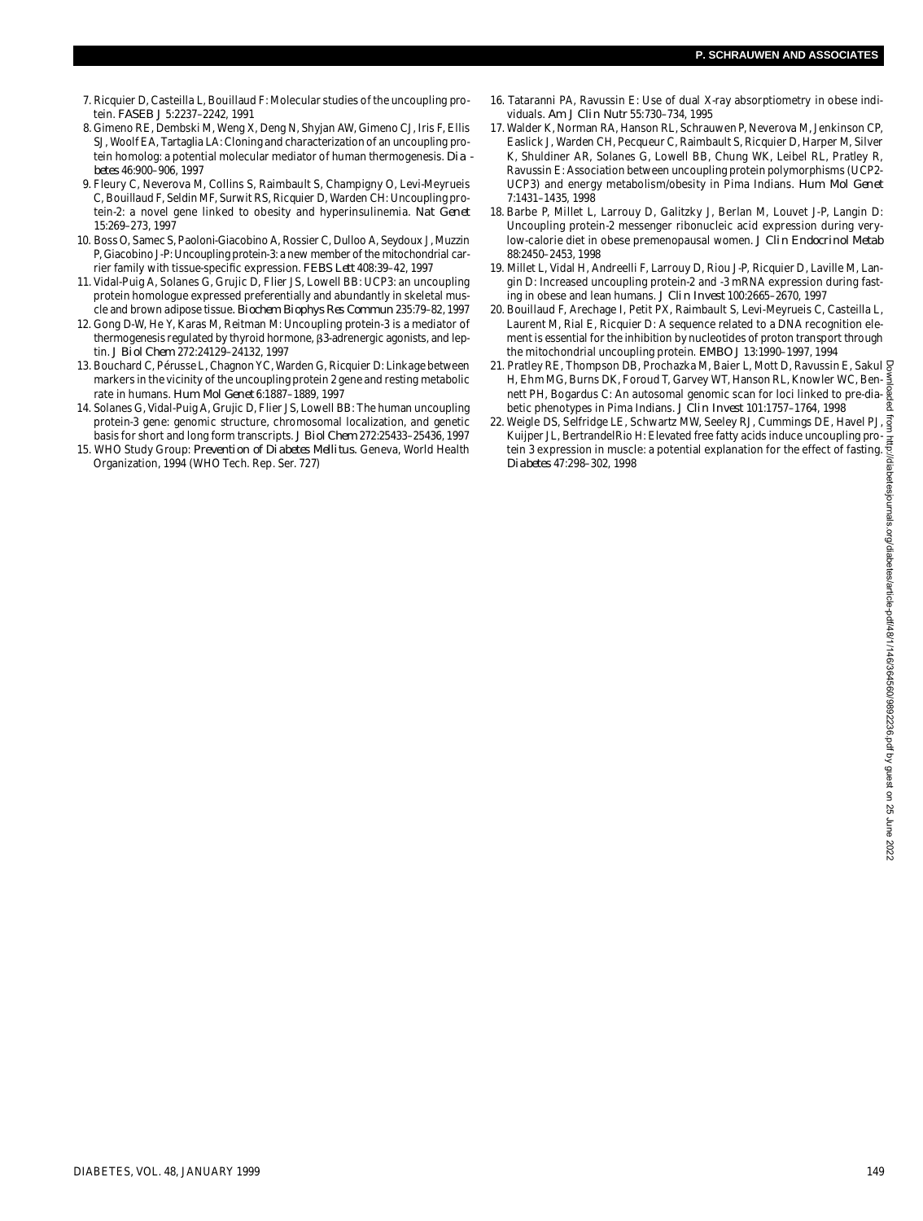7. Ricquier D, Casteilla L, Bouillaud F: Molecular studies of the uncoupling protein. *FASEB J* 5:2237–2242, 1991
8. Gimeno RE, Dembski M, Weng X, Deng N, Shyjan AW, Gimeno CJ, Iris F, Ellis SJ, Woolf EA, Tartaglia LA: Cloning and characterization of an uncoupling protein homolog: a potential molecular mediator of human thermogenesis. *Diabetes* 46:900–906, 1997
9. Fleury C, Neverova M, Collins S, Raimbault S, Champigny O, Levi-Meyrueis C, Bouillaud F, Seldin MF, Surwit RS, Ricquier D, Warden CH: Uncoupling protein-2: a novel gene linked to obesity and hyperinsulinemia. *Nat Genet* 15:269–273, 1997
10. Boss O, Samec S, Paoloni-Giacobino A, Rossier C, Dulloo A, Seydoux J, Muzzin P, Giacobino J-P: Uncoupling protein-3: a new member of the mitochondrial carrier family with tissue-specific expression. *FEBS Lett* 408:39–42, 1997
11. Vidal-Puig A, Solanes G, Grujic D, Flier JS, Lowell BB: UCP3: an uncoupling protein homologue expressed preferentially and abundantly in skeletal muscle and brown adipose tissue. *Biochem Biophys Res Commun* 235:79–82, 1997
12. Gong D-W, He Y, Karas M, Reitman M: Uncoupling protein-3 is a mediator of thermogenesis regulated by thyroid hormone, β3-adrenergic agonists, and leptin. *J Biol Chem* 272:24129–24132, 1997
13. Bouchard C, Pérusse L, Chagnon YC, Warden G, Ricquier D: Linkage between markers in the vicinity of the uncoupling protein 2 gene and resting metabolic rate in humans. *Hum Mol Genet* 6:1887–1889, 1997
14. Solanes G, Vidal-Puig A, Grujic D, Flier JS, Lowell BB: The human uncoupling protein-3 gene: genomic structure, chromosomal localization, and genetic basis for short and long form transcripts. *J Biol Chem* 272:25433–25436, 1997
15. WHO Study Group: *Prevention of Diabetes Mellitus*. Geneva, World Health Organization, 1994 (WHO Tech. Rep. Ser. 727)
16. Tataranni PA, Ravussin E: Use of dual X-ray absorptiometry in obese individuals. *Am J Clin Nutr* 55:730–734, 1995
17. Walder K, Norman RA, Hanson RL, Schrauwen P, Neverova M, Jenkinson CP, Easlick J, Warden CH, Pecqueur C, Raimbault S, Ricquier D, Harper M, Silver K, Shuldiner AR, Solanes G, Lowell BB, Chung WK, Leibel RL, Pratley R, Ravussin E: Association between uncoupling protein polymorphisms (UCP2-UCP3) and energy metabolism/obesity in Pima Indians. *Hum Mol Genet* 7:1431–1435, 1998
18. Barbe P, Millet L, Larrouy D, Galitzky J, Berlan M, Louvet J-P, Langin D: Uncoupling protein-2 messenger ribonucleic acid expression during very-low-calorie diet in obese premenopausal women. *J Clin Endocrinol Metab* 88:2450–2453, 1998
19. Millet L, Vidal H, Andreelli F, Larrouy D, Riou J-P, Ricquier D, Laville M, Langin D: Increased uncoupling protein-2 and -3 mRNA expression during fasting in obese and lean humans. *J Clin Invest* 100:2665–2670, 1997
20. Bouillaud F, Arechage I, Petit PX, Raimbault S, Levi-Meyrueis C, Casteilla L, Laurent M, Rial E, Ricquier D: A sequence related to a DNA recognition element is essential for the inhibition by nucleotides of proton transport through the mitochondrial uncoupling protein. *EMBO J* 13:1990–1997, 1994
21. Pratley RE, Thompson DB, Prochazka M, Baier L, Mott D, Ravussin E, Sakul H, Ehm MG, Burns DK, Foroud T, Garvey WT, Hanson RL, Knowler WC, Bennett PH, Bogardus C: An autosomal genomic scan for loci linked to pre-diabetic phenotypes in Pima Indians. *J Clin Invest* 101:1757–1764, 1998
22. Weigle DS, Selfridge LE, Schwartz MW, Seeley RJ, Cummings DE, Havel PJ, Kuijper JL, BertrandelRio H: Elevated free fatty acids induce uncoupling protein 3 expression in muscle: a potential explanation for the effect of fasting. *Diabetes* 47:298–302, 1998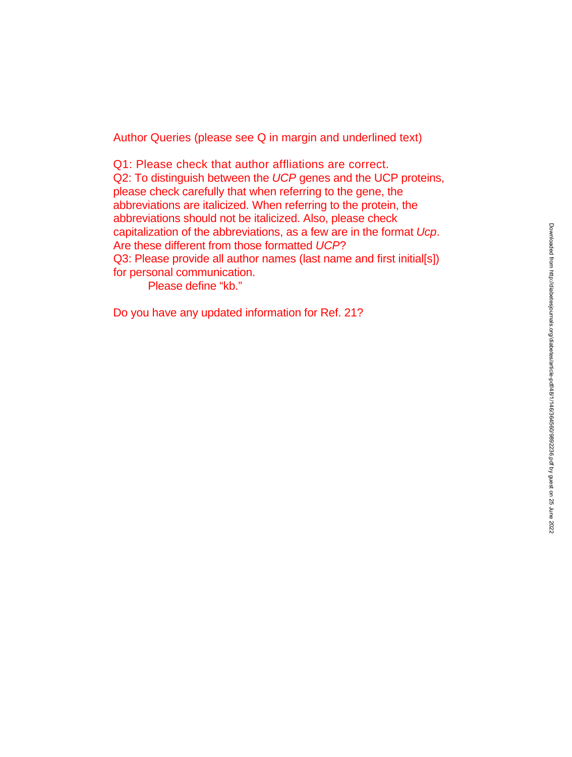Author Queries (please see Q in margin and underlined text)

Q1: Please check that author affliations are correct.
Q2: To distinguish between the *UCP* genes and the UCP proteins, please check carefully that when referring to the gene, the abbreviations are italicized. When referring to the protein, the abbreviations should not be italicized. Also, please check capitalization of the abbreviations, as a few are in the format *Ucp*. Are these different from those formatted *UCP*?
Q3: Please provide all author names (last name and first initial[s]) for personal communication.
Please define “kb.”

Do you have any updated information for Ref. 21?